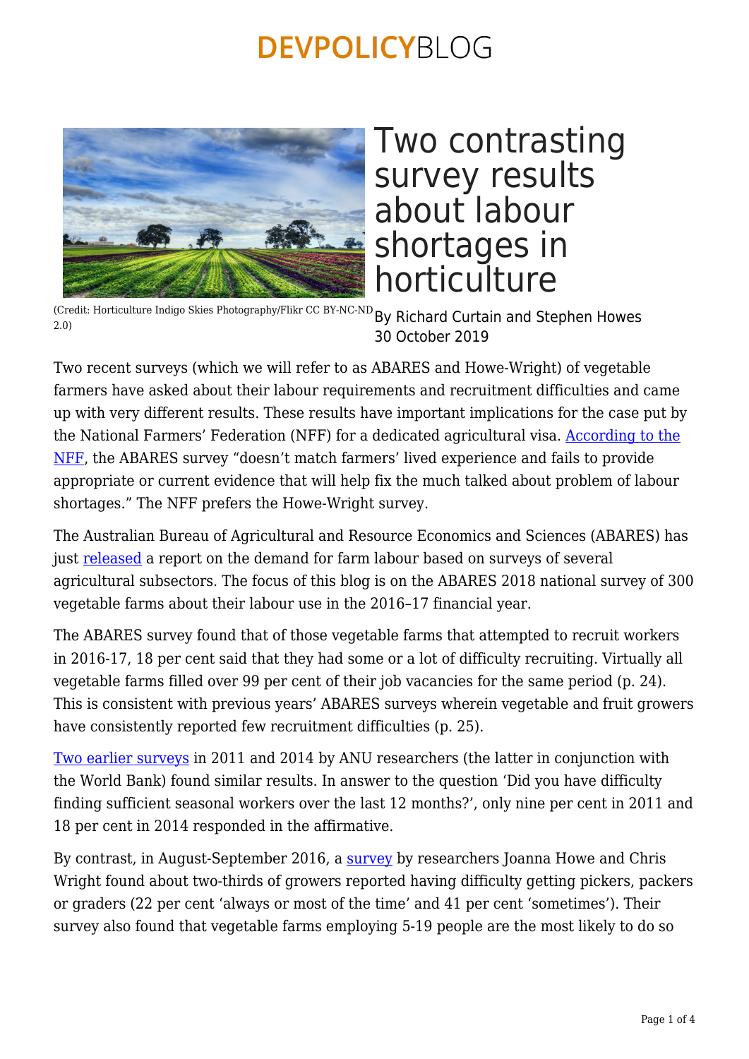# Two contrasting survey results about labour shortages in horticulture

(Credit: Horticulture Indigo Skies Photography/Flikr CC BY-NC-ND 2.0)

By Richard Curtain and Stephen Howes
30 October 2019

Two recent surveys (which we will refer to as ABARES and Howe-Wright) of vegetable farmers have asked about their labour requirements and recruitment difficulties and came up with very different results. These results have important implications for the case put by the National Farmers' Federation (NFF) for a dedicated agricultural visa. According to the NFF, the ABARES survey "doesn't match farmers' lived experience and fails to provide appropriate or current evidence that will help fix the much talked about problem of labour shortages." The NFF prefers the Howe-Wright survey.

The Australian Bureau of Agricultural and Resource Economics and Sciences (ABARES) has just released a report on the demand for farm labour based on surveys of several agricultural subsectors. The focus of this blog is on the ABARES 2018 national survey of 300 vegetable farms about their labour use in the 2016–17 financial year.

The ABARES survey found that of those vegetable farms that attempted to recruit workers in 2016-17, 18 per cent said that they had some or a lot of difficulty recruiting. Virtually all vegetable farms filled over 99 per cent of their job vacancies for the same period (p. 24). This is consistent with previous years' ABARES surveys wherein vegetable and fruit growers have consistently reported few recruitment difficulties (p. 25).

Two earlier surveys in 2011 and 2014 by ANU researchers (the latter in conjunction with the World Bank) found similar results. In answer to the question 'Did you have difficulty finding sufficient seasonal workers over the last 12 months?', only nine per cent in 2011 and 18 per cent in 2014 responded in the affirmative.

By contrast, in August-September 2016, a survey by researchers Joanna Howe and Chris Wright found about two-thirds of growers reported having difficulty getting pickers, packers or graders (22 per cent 'always or most of the time' and 41 per cent 'sometimes'). Their survey also found that vegetable farms employing 5-19 people are the most likely to do so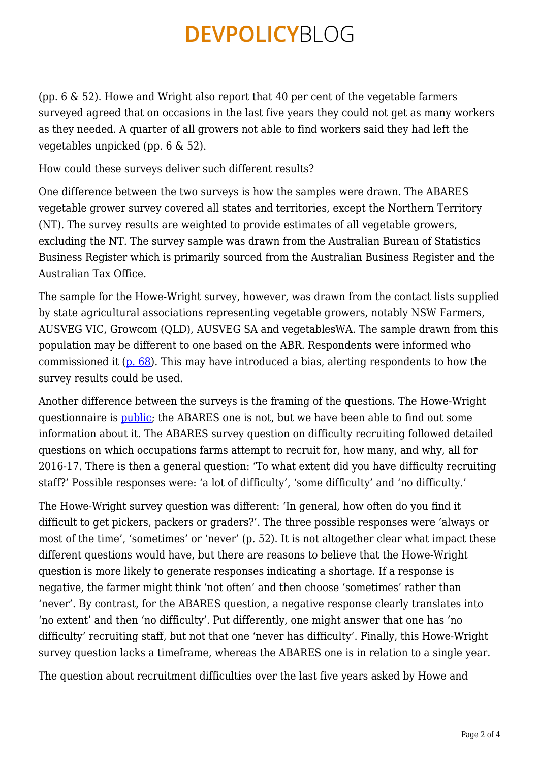(pp. 6 & 52). Howe and Wright also report that 40 per cent of the vegetable farmers surveyed agreed that on occasions in the last five years they could not get as many workers as they needed. A quarter of all growers not able to find workers said they had left the vegetables unpicked (pp. 6 & 52).

How could these surveys deliver such different results?

One difference between the two surveys is how the samples were drawn. The ABARES vegetable grower survey covered all states and territories, except the Northern Territory (NT). The survey results are weighted to provide estimates of all vegetable growers, excluding the NT. The survey sample was drawn from the Australian Bureau of Statistics Business Register which is primarily sourced from the Australian Business Register and the Australian Tax Office.

The sample for the Howe-Wright survey, however, was drawn from the contact lists supplied by state agricultural associations representing vegetable growers, notably NSW Farmers, AUSVEG VIC, Growcom (QLD), AUSVEG SA and vegetablesWA. The sample drawn from this population may be different to one based on the ABR. Respondents were informed who commissioned it (p. 68). This may have introduced a bias, alerting respondents to how the survey results could be used.

Another difference between the surveys is the framing of the questions. The Howe-Wright questionnaire is public; the ABARES one is not, but we have been able to find out some information about it. The ABARES survey question on difficulty recruiting followed detailed questions on which occupations farms attempt to recruit for, how many, and why, all for 2016-17. There is then a general question: 'To what extent did you have difficulty recruiting staff?' Possible responses were: 'a lot of difficulty', 'some difficulty' and 'no difficulty.'

The Howe-Wright survey question was different: 'In general, how often do you find it difficult to get pickers, packers or graders?'. The three possible responses were 'always or most of the time', 'sometimes' or 'never' (p. 52). It is not altogether clear what impact these different questions would have, but there are reasons to believe that the Howe-Wright question is more likely to generate responses indicating a shortage. If a response is negative, the farmer might think 'not often' and then choose 'sometimes' rather than 'never'. By contrast, for the ABARES question, a negative response clearly translates into 'no extent' and then 'no difficulty'. Put differently, one might answer that one has 'no difficulty' recruiting staff, but not that one 'never has difficulty'. Finally, this Howe-Wright survey question lacks a timeframe, whereas the ABARES one is in relation to a single year.

The question about recruitment difficulties over the last five years asked by Howe and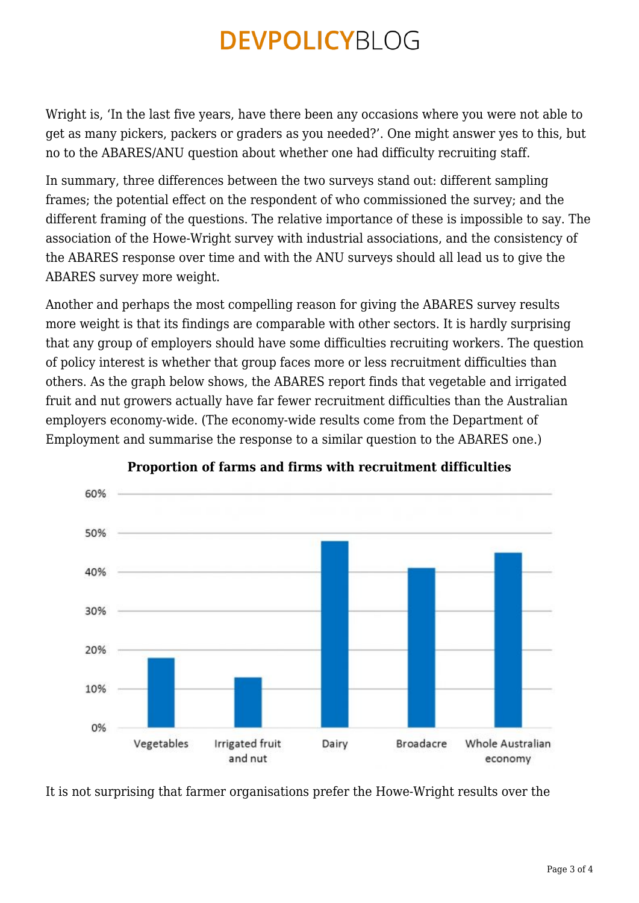Wright is, 'In the last five years, have there been any occasions where you were not able to get as many pickers, packers or graders as you needed?'. One might answer yes to this, but no to the ABARES/ANU question about whether one had difficulty recruiting staff.

In summary, three differences between the two surveys stand out: different sampling frames; the potential effect on the respondent of who commissioned the survey; and the different framing of the questions. The relative importance of these is impossible to say. The association of the Howe-Wright survey with industrial associations, and the consistency of the ABARES response over time and with the ANU surveys should all lead us to give the ABARES survey more weight.

Another and perhaps the most compelling reason for giving the ABARES survey results more weight is that its findings are comparable with other sectors. It is hardly surprising that any group of employers should have some difficulties recruiting workers. The question of policy interest is whether that group faces more or less recruitment difficulties than others. As the graph below shows, the ABARES report finds that vegetable and irrigated fruit and nut growers actually have far fewer recruitment difficulties than the Australian employers economy-wide. (The economy-wide results come from the Department of Employment and summarise the response to a similar question to the ABARES one.)

**Proportion of farms and firms with recruitment difficulties**

| Sector | Proportion (approx.) |
| --- | --- |
| Vegetables | 18% |
| Irrigated fruit and nut | 13% |
| Dairy | 48% |
| Broadacre | 41% |
| Whole Australian economy | 45% |

It is not surprising that farmer organisations prefer the Howe-Wright results over the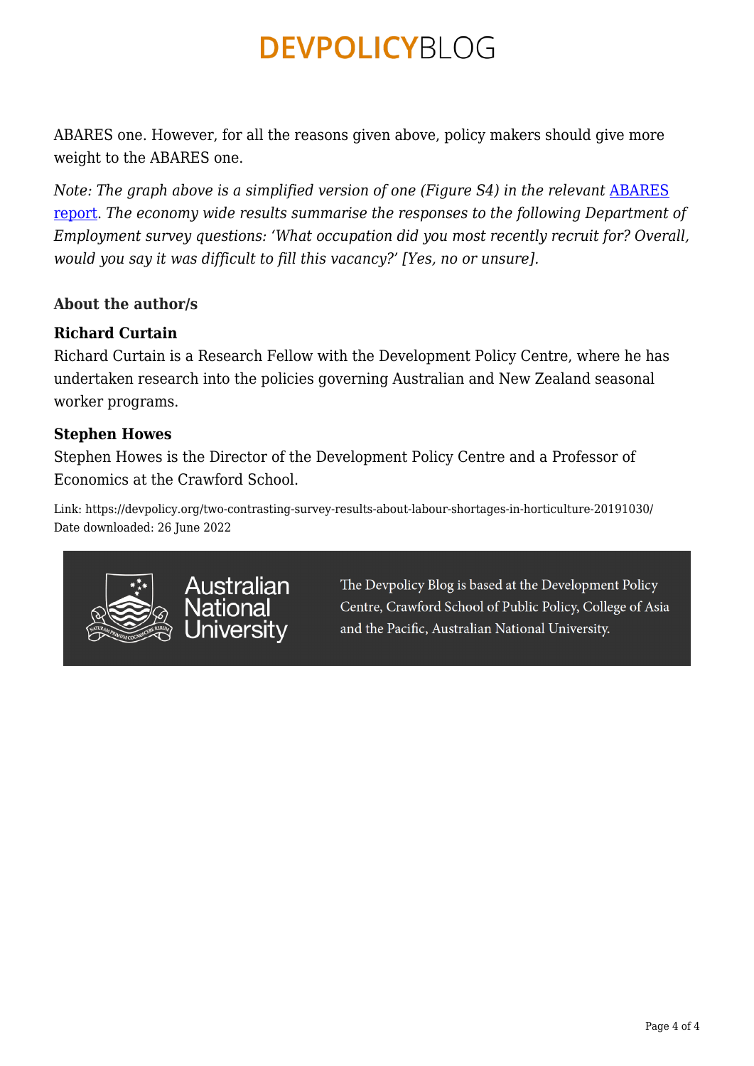ABARES one. However, for all the reasons given above, policy makers should give more weight to the ABARES one.

*Note: The graph above is a simplified version of one (Figure S4) in the relevant* [ABARES report](). *The economy wide results summarise the responses to the following Department of Employment survey questions: 'What occupation did you most recently recruit for? Overall, would you say it was difficult to fill this vacancy?' [Yes, no or unsure].*

### About the author/s

**Richard Curtain**
Richard Curtain is a Research Fellow with the Development Policy Centre, where he has undertaken research into the policies governing Australian and New Zealand seasonal worker programs.

**Stephen Howes**
Stephen Howes is the Director of the Development Policy Centre and a Professor of Economics at the Crawford School.

Link: https://devpolicy.org/two-contrasting-survey-results-about-labour-shortages-in-horticulture-20191030/
Date downloaded: 26 June 2022

Australian National University

The Devpolicy Blog is based at the Development Policy Centre, Crawford School of Public Policy, College of Asia and the Pacific, Australian National University.